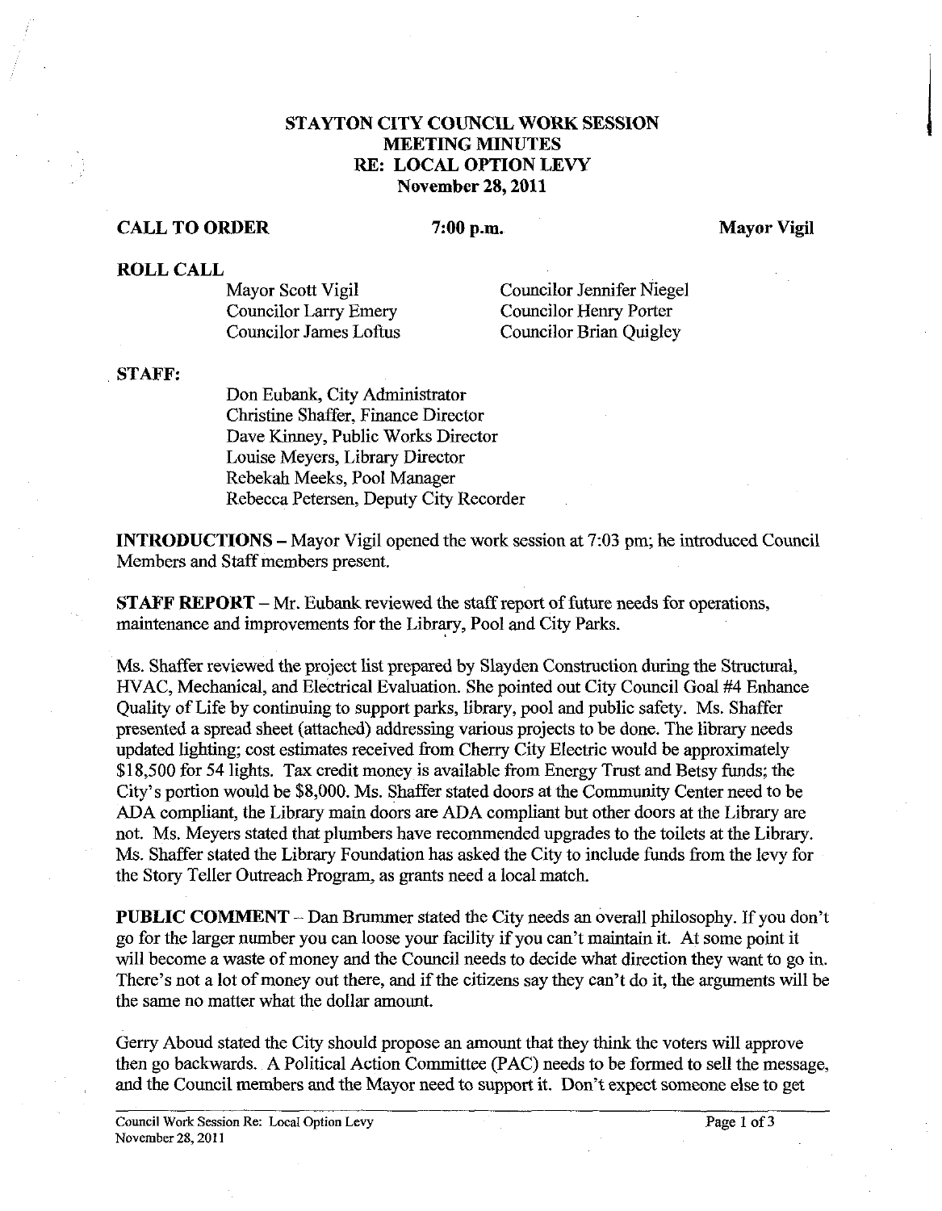# STAYTON CITY COUNCIL WORK SESSION
## MEETING MINUTES
## RE: LOCAL OPTION LEVY
## November 28, 2011

**CALL TO ORDER** **7:00 p.m.** **Mayor Vigil**

**ROLL CALL**

| | |
|---|---|
| Mayor Scott Vigil | Councilor Jennifer Niegel |
| Councilor Larry Emery | Councilor Henry Porter |
| Councilor James Loftus | Councilor Brian Quigley |

**STAFF:**

Don Eubank, City Administrator
Christine Shaffer, Finance Director
Dave Kinney, Public Works Director
Louise Meyers, Library Director
Rebekah Meeks, Pool Manager
Rebecca Petersen, Deputy City Recorder

**INTRODUCTIONS** – Mayor Vigil opened the work session at 7:03 pm; he introduced Council Members and Staff members present.

**STAFF REPORT** – Mr. Eubank reviewed the staff report of future needs for operations, maintenance and improvements for the Library, Pool and City Parks.

Ms. Shaffer reviewed the project list prepared by Slayden Construction during the Structural, HVAC, Mechanical, and Electrical Evaluation. She pointed out City Council Goal #4 Enhance Quality of Life by continuing to support parks, library, pool and public safety. Ms. Shaffer presented a spread sheet (attached) addressing various projects to be done. The library needs updated lighting; cost estimates received from Cherry City Electric would be approximately $18,500 for 54 lights. Tax credit money is available from Energy Trust and Betsy funds; the City's portion would be $8,000. Ms. Shaffer stated doors at the Community Center need to be ADA compliant, the Library main doors are ADA compliant but other doors at the Library are not. Ms. Meyers stated that plumbers have recommended upgrades to the toilets at the Library. Ms. Shaffer stated the Library Foundation has asked the City to include funds from the levy for the Story Teller Outreach Program, as grants need a local match.

**PUBLIC COMMENT** – Dan Brummer stated the City needs an overall philosophy. If you don't go for the larger number you can loose your facility if you can't maintain it. At some point it will become a waste of money and the Council needs to decide what direction they want to go in. There's not a lot of money out there, and if the citizens say they can't do it, the arguments will be the same no matter what the dollar amount.

Gerry Aboud stated the City should propose an amount that they think the voters will approve then go backwards. A Political Action Committee (PAC) needs to be formed to sell the message, and the Council members and the Mayor need to support it. Don't expect someone else to get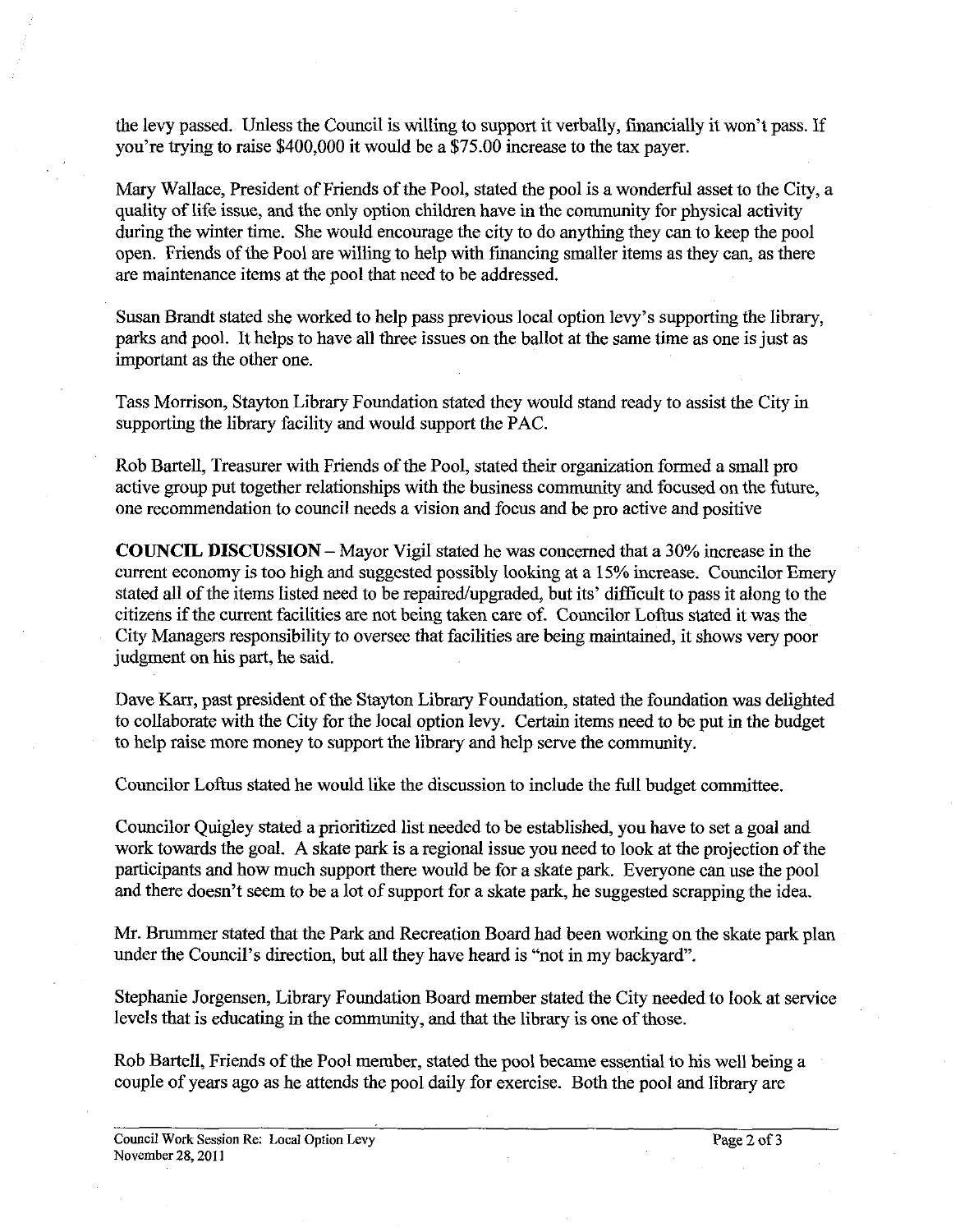the levy passed. Unless the Council is willing to support it verbally, financially it won't pass. If you're trying to raise $400,000 it would be a $75.00 increase to the tax payer.

Mary Wallace, President of Friends of the Pool, stated the pool is a wonderful asset to the City, a quality of life issue, and the only option children have in the community for physical activity during the winter time. She would encourage the city to do anything they can to keep the pool open. Friends of the Pool are willing to help with financing smaller items as they can, as there are maintenance items at the pool that need to be addressed.

Susan Brandt stated she worked to help pass previous local option levy's supporting the library, parks and pool. It helps to have all three issues on the ballot at the same time as one is just as important as the other one.

Tass Morrison, Stayton Library Foundation stated they would stand ready to assist the City in supporting the library facility and would support the PAC.

Rob Bartell, Treasurer with Friends of the Pool, stated their organization formed a small pro active group put together relationships with the business community and focused on the future, one recommendation to council needs a vision and focus and be pro active and positive

**COUNCIL DISCUSSION** – Mayor Vigil stated he was concerned that a 30% increase in the current economy is too high and suggested possibly looking at a 15% increase. Councilor Emery stated all of the items listed need to be repaired/upgraded, but its' difficult to pass it along to the citizens if the current facilities are not being taken care of. Councilor Loftus stated it was the City Managers responsibility to oversee that facilities are being maintained, it shows very poor judgment on his part, he said.

Dave Karr, past president of the Stayton Library Foundation, stated the foundation was delighted to collaborate with the City for the local option levy. Certain items need to be put in the budget to help raise more money to support the library and help serve the community.

Councilor Loftus stated he would like the discussion to include the full budget committee.

Councilor Quigley stated a prioritized list needed to be established, you have to set a goal and work towards the goal. A skate park is a regional issue you need to look at the projection of the participants and how much support there would be for a skate park. Everyone can use the pool and there doesn't seem to be a lot of support for a skate park, he suggested scrapping the idea.

Mr. Brummer stated that the Park and Recreation Board had been working on the skate park plan under the Council's direction, but all they have heard is "not in my backyard".

Stephanie Jorgensen, Library Foundation Board member stated the City needed to look at service levels that is educating in the community, and that the library is one of those.

Rob Bartell, Friends of the Pool member, stated the pool became essential to his well being a couple of years ago as he attends the pool daily for exercise. Both the pool and library are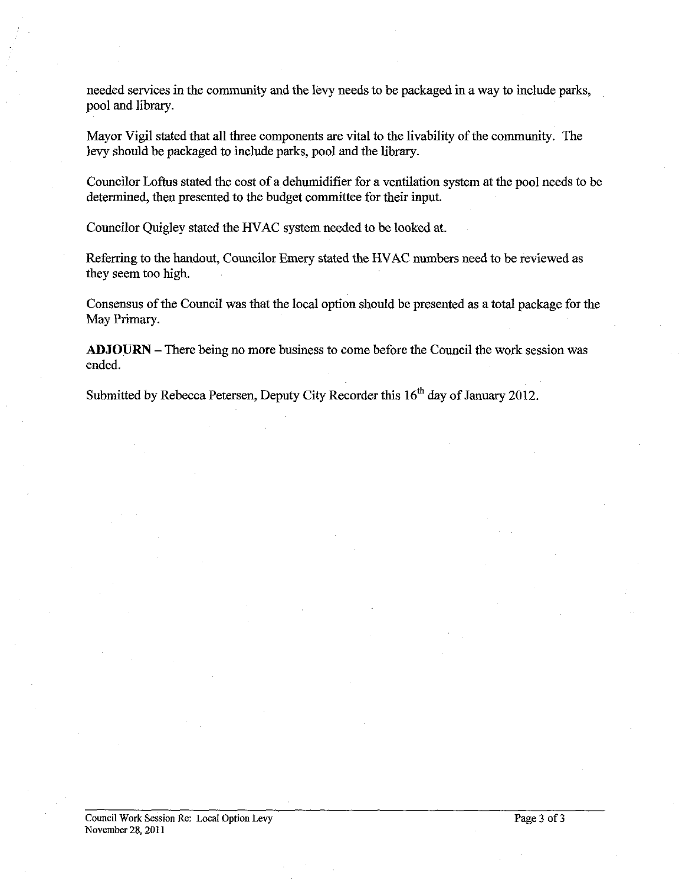needed services in the community and the levy needs to be packaged in a way to include parks, pool and library.

Mayor Vigil stated that all three components are vital to the livability of the community. The levy should be packaged to include parks, pool and the library.

Councilor Loftus stated the cost of a dehumidifier for a ventilation system at the pool needs to be determined, then presented to the budget committee for their input.

Councilor Quigley stated the HVAC system needed to be looked at.

Referring to the handout, Councilor Emery stated the HVAC numbers need to be reviewed as they seem too high.

Consensus of the Council was that the local option should be presented as a total package for the May Primary.

**ADJOURN** – There being no more business to come before the Council the work session was ended.

Submitted by Rebecca Petersen, Deputy City Recorder this 16th day of January 2012.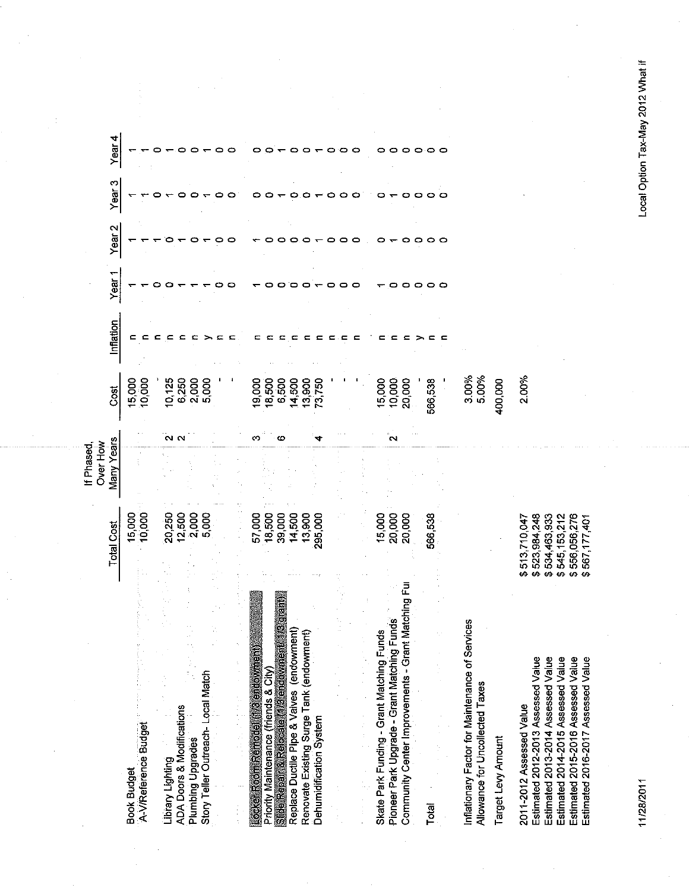| | Total Cost | If Phased, Over How Many Years | Cost | Inflation | Year 1 | Year 2 | Year 3 | Year 4 |
|---|---|---|---|---|---|---|---|---|
| Book Budget | 15,000 | | 15,000 | n | 1 | 1 | 1 | 1 |
| A-V/Reference Budget | 10,000 | | 10,000 | n | 1 | 1 | 1 | 1 |
| | | | - | n | 0 | 1 | 0 | 0 |
| Library Lighting | 20,250 | 2 | 10,125 | n | 0 | 0 | 1 | 1 |
| ADA Doors & Modifications | 12,500 | 2 | 6,250 | n | 1 | 1 | 0 | 0 |
| Plumbing Upgrades | 2,000 | | 2,000 | n | 1 | 0 | 0 | 0 |
| Story Teller Outreach- Local Match | 5,000 | | 5,000 | y | 1 | 1 | 1 | 1 |
| | | | - | n | 0 | 0 | 0 | 0 |
| | | | - | n | 0 | 0 | 0 | 0 |
| Locker Room Remodel (1/3 endowment) | 57,000 | 3 | 19,000 | n | 1 | 1 | 0 | 0 |
| Priority Maintenance (friends & City) | 18,500 | | 18,500 | n | 0 | 0 | 0 | 0 |
| Slide Repair & Relocate (1/3 endowment/1/3 grant) | 39,000 | 6 | 6,500 | n | 0 | 0 | 1 | 1 |
| Replace Ductile Pipe & Valves (endowment) | 14,500 | | 14,500 | n | 0 | 0 | 0 | 0 |
| Renovate Existing Surge Tank (endowment) | 13,900 | | 13,900 | n | 0 | 0 | 0 | 0 |
| Dehumidification System | 295,000 | 4 | 73,750 | n | 1 | 1 | 1 | 1 |
| | | | - | n | 0 | 0 | 0 | 0 |
| | | | - | n | 0 | 0 | 0 | 0 |
| | | | - | n | 0 | 0 | 0 | 0 |
| Skate Park Funding - Grant Matching Funds | 15,000 | | 15,000 | n | 1 | 0 | 0 | 0 |
| Pioneer Park Upgrade - Grant Matching Funds | 20,000 | 2 | 10,000 | n | 0 | 1 | 1 | 0 |
| Community Center Improvements - Grant Matching Fu | 20,000 | | 20,000 | n | 0 | 0 | 0 | 0 |
| | | | - | y | 0 | 0 | 0 | 0 |
| Total | 566,538 | | 566,538 | n | 0 | 0 | 0 | 0 |
| | | | - | n | 0 | 0 | 0 | 0 |
| Inflationary Factor for Maintenance of Services | | | 3.00% | | | | | |
| Allowance for Uncollected Taxes | | | 5.00% | | | | | |
| Target Levy Amount | | | 400,000 | | | | | |
| 2011-2012 Assessed Value | $ 513,710,047 | | 2.00% | | | | | |
| Estimated 2012-2013 Assessed Value | $ 523,984,248 | | | | | | | |
| Estimated 2013-2014 Assessed Value | $ 534,463,933 | | | | | | | |
| Estimated 2014-2015 Assessed Value | $ 545,153,212 | | | | | | | |
| Estimated 2015-2016 Assessed Value | $ 556,056,276 | | | | | | | |
| Estimated 2016-2017 Assessed Value | $ 567,177,401 | | | | | | | |

11/28/2011

Local Option Tax-May 2012 What if